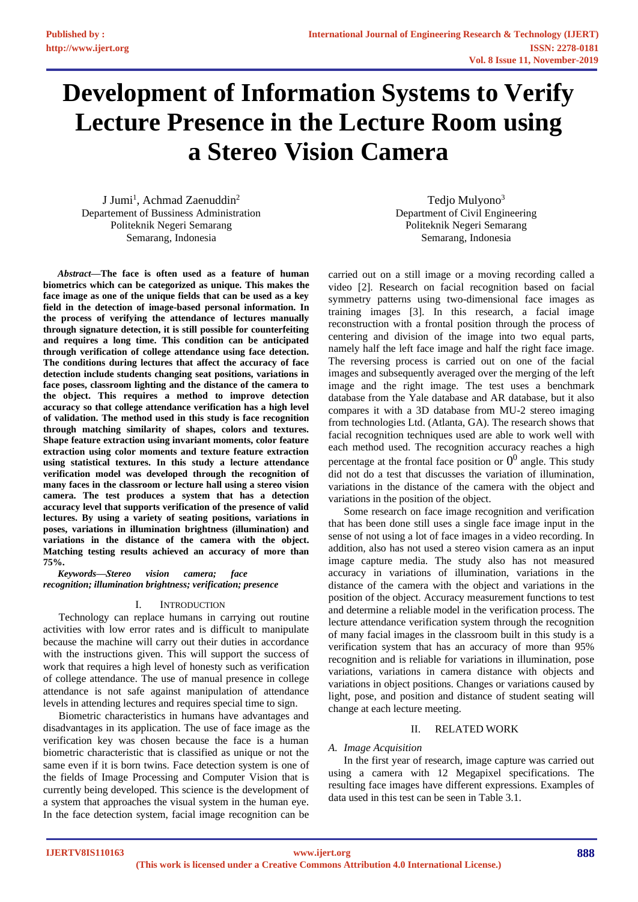# Development of Information Systems to Verify Lecture Presence in the Lecture Room using a Stereo Vision Camera

J Jumi[1], Achmad Zaenuddin[2]
Departement of Bussiness Administration
Politeknik Negeri Semarang
Semarang, Indonesia

Tedjo Mulyono[3]
Department of Civil Engineering
Politeknik Negeri Semarang
Semarang, Indonesia

***Abstract*—The face is often used as a feature of human biometrics which can be categorized as unique. This makes the face image as one of the unique fields that can be used as a key field in the detection of image-based personal information. In the process of verifying the attendance of lectures manually through signature detection, it is still possible for counterfeiting and requires a long time. This condition can be anticipated through verification of college attendance using face detection. The conditions during lectures that affect the accuracy of face detection include students changing seat positions, variations in face poses, classroom lighting and the distance of the camera to the object. This requires a method to improve detection accuracy so that college attendance verification has a high level of validation. The method used in this study is face recognition through matching similarity of shapes, colors and textures. Shape feature extraction using invariant moments, color feature extraction using color moments and texture feature extraction using statistical textures. In this study a lecture attendance verification model was developed through the recognition of many faces in the classroom or lecture hall using a stereo vision camera. The test produces a system that has a detection accuracy level that supports verification of the presence of valid lectures. By using a variety of seating positions, variations in poses, variations in illumination brightness (illumination) and variations in the distance of the camera with the object. Matching testing results achieved an accuracy of more than 75%.**

***Keywords—Stereo vision camera; face recognition; illumination brightness; verification; presence***

## I. Introduction

Technology can replace humans in carrying out routine activities with low error rates and is difficult to manipulate because the machine will carry out their duties in accordance with the instructions given. This will support the success of work that requires a high level of honesty such as verification of college attendance. The use of manual presence in college attendance is not safe against manipulation of attendance levels in attending lectures and requires special time to sign.

Biometric characteristics in humans have advantages and disadvantages in its application. The use of face image as the verification key was chosen because the face is a human biometric characteristic that is classified as unique or not the same even if it is born twins. Face detection system is one of the fields of Image Processing and Computer Vision that is currently being developed. This science is the development of a system that approaches the visual system in the human eye. In the face detection system, facial image recognition can be carried out on a still image or a moving recording called a video [2]. Research on facial recognition based on facial symmetry patterns using two-dimensional face images as training images [3]. In this research, a facial image reconstruction with a frontal position through the process of centering and division of the image into two equal parts, namely half the left face image and half the right face image. The reversing process is carried out on one of the facial images and subsequently averaged over the merging of the left image and the right image. The test uses a benchmark database from the Yale database and AR database, but it also compares it with a 3D database from MU-2 stereo imaging from technologies Ltd. (Atlanta, GA). The research shows that facial recognition techniques used are able to work well with each method used. The recognition accuracy reaches a high percentage at the frontal face position or $0^0$ angle. This study did not do a test that discusses the variation of illumination, variations in the distance of the camera with the object and variations in the position of the object.

Some research on face image recognition and verification that has been done still uses a single face image input in the sense of not using a lot of face images in a video recording. In addition, also has not used a stereo vision camera as an input image capture media. The study also has not measured accuracy in variations of illumination, variations in the distance of the camera with the object and variations in the position of the object. Accuracy measurement functions to test and determine a reliable model in the verification process. The lecture attendance verification system through the recognition of many facial images in the classroom built in this study is a verification system that has an accuracy of more than 95% recognition and is reliable for variations in illumination, pose variations, variations in camera distance with objects and variations in object positions. Changes or variations caused by light, pose, and position and distance of student seating will change at each lecture meeting.

## II. Related Work

### *A. Image Acquisition*

In the first year of research, image capture was carried out using a camera with 12 Megapixel specifications. The resulting face images have different expressions. Examples of data used in this test can be seen in Table 3.1.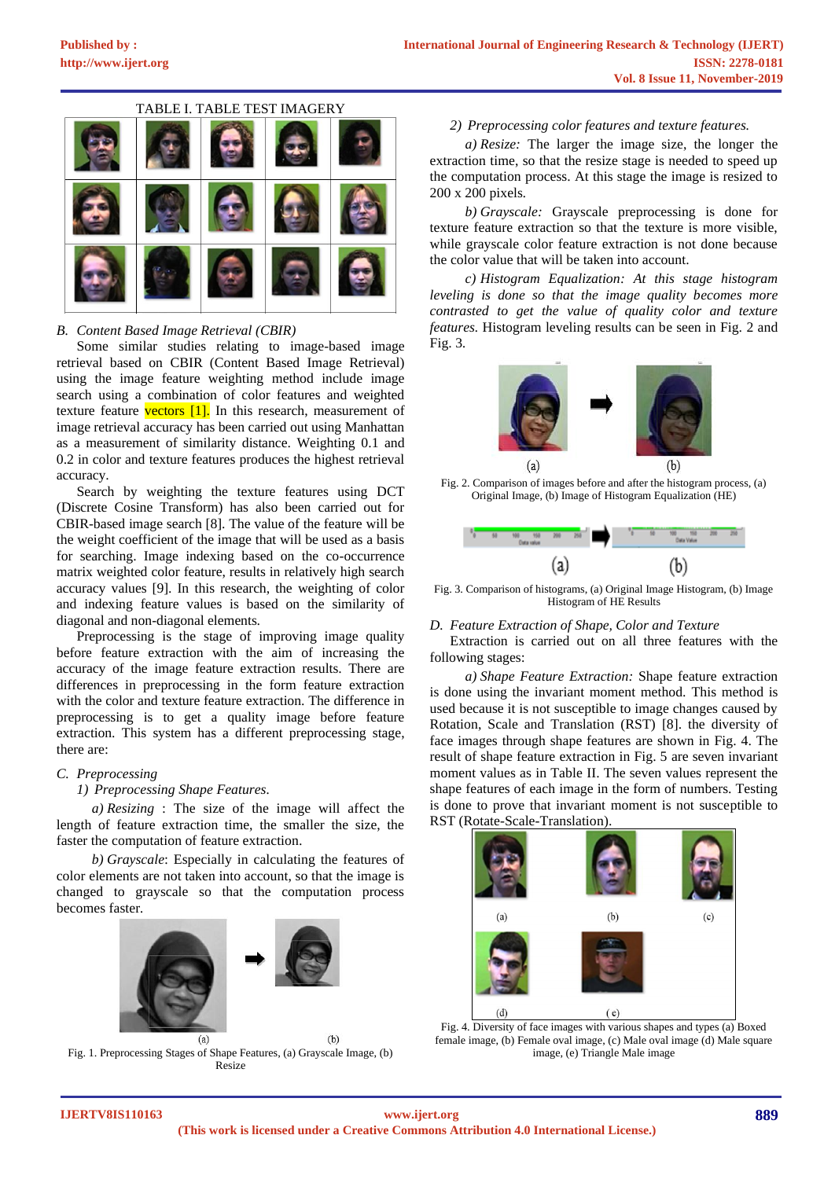TABLE I. TABLE TEST IMAGERY

## B. Content Based Image Retrieval (CBIR)

Some similar studies relating to image-based image retrieval based on CBIR (Content Based Image Retrieval) using the image feature weighting method include image search using a combination of color features and weighted texture feature vectors [1]. In this research, measurement of image retrieval accuracy has been carried out using Manhattan as a measurement of similarity distance. Weighting 0.1 and 0.2 in color and texture features produces the highest retrieval accuracy.

Search by weighting the texture features using DCT (Discrete Cosine Transform) has also been carried out for CBIR-based image search [8]. The value of the feature will be the weight coefficient of the image that will be used as a basis for searching. Image indexing based on the co-occurrence matrix weighted color feature, results in relatively high search accuracy values [9]. In this research, the weighting of color and indexing feature values is based on the similarity of diagonal and non-diagonal elements.

Preprocessing is the stage of improving image quality before feature extraction with the aim of increasing the accuracy of the image feature extraction results. There are differences in preprocessing in the form feature extraction with the color and texture feature extraction. The difference in preprocessing is to get a quality image before feature extraction. This system has a different preprocessing stage, there are:

## C. Preprocessing

### 1) Preprocessing Shape Features.

*a) Resizing* : The size of the image will affect the length of feature extraction time, the smaller the size, the faster the computation of feature extraction.

*b) Grayscale*: Especially in calculating the features of color elements are not taken into account, so that the image is changed to grayscale so that the computation process becomes faster.

(a) (b)

Fig. 1. Preprocessing Stages of Shape Features, (a) Grayscale Image, (b) Resize

### 2) Preprocessing color features and texture features.

*a) Resize:* The larger the image size, the longer the extraction time, so that the resize stage is needed to speed up the computation process. At this stage the image is resized to 200 x 200 pixels.

*b) Grayscale:* Grayscale preprocessing is done for texture feature extraction so that the texture is more visible, while grayscale color feature extraction is not done because the color value that will be taken into account.

*c) Histogram Equalization: At this stage histogram leveling is done so that the image quality becomes more contrasted to get the value of quality color and texture features.* Histogram leveling results can be seen in Fig. 2 and Fig. 3.

(a) (b)

Fig. 2. Comparison of images before and after the histogram process, (a) Original Image, (b) Image of Histogram Equalization (HE)

(a) (b)

Fig. 3. Comparison of histograms, (a) Original Image Histogram, (b) Image Histogram of HE Results

## D. Feature Extraction of Shape, Color and Texture

Extraction is carried out on all three features with the following stages:

*a) Shape Feature Extraction:* Shape feature extraction is done using the invariant moment method. This method is used because it is not susceptible to image changes caused by Rotation, Scale and Translation (RST) [8]. the diversity of face images through shape features are shown in Fig. 4. The result of shape feature extraction in Fig. 5 are seven invariant moment values as in Table II. The seven values represent the shape features of each image in the form of numbers. Testing is done to prove that invariant moment is not susceptible to RST (Rotate-Scale-Translation).

(a) (b) (c)

(d) (e)

Fig. 4. Diversity of face images with various shapes and types (a) Boxed female image, (b) Female oval image, (c) Male oval image (d) Male square image, (e) Triangle Male image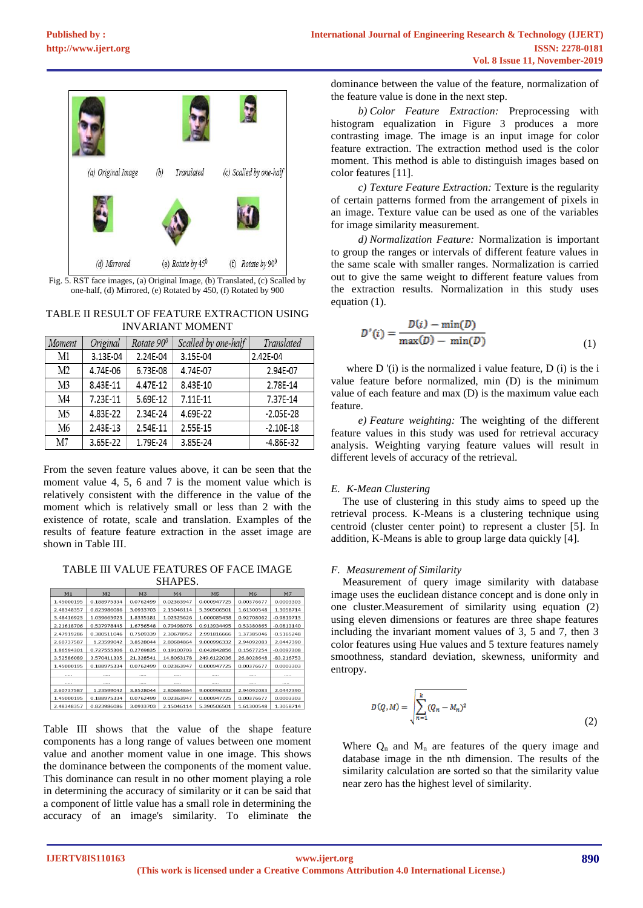(a) Original Image (b) Translated (c) Scalled by one-half

(d) Mirrored (e) Rotate by 45$^0$ (f) Rotate by 90$^0$

Fig. 5. RST face images, (a) Original Image, (b) Translated, (c) Scalled by one-half, (d) Mirrored, (e) Rotated by 450, (f) Rotated by 900

TABLE II RESULT OF FEATURE EXTRACTION USING INVARIANT MOMENT

| Moment | Original | Rotate 90$^0$ | Scalled by one-half | Translated |
|---|---|---|---|---|
| M1 | 3.13E-04 | 2.24E-04 | 3.15E-04 | 2.42E-04 |
| M2 | 4.74E-06 | 6.73E-08 | 4.74E-07 | 2.94E-07 |
| M3 | 8.43E-11 | 4.47E-12 | 8.43E-10 | 2.78E-14 |
| M4 | 7.23E-11 | 5.69E-12 | 7.11E-11 | 7.37E-14 |
| M5 | 4.83E-22 | 2.34E-24 | 4.69E-22 | -2.05E-28 |
| M6 | 2.43E-13 | 2.54E-11 | 2.55E-15 | -2.10E-18 |
| M7 | 3.65E-22 | 1.79E-24 | 3.85E-24 | -4.86E-32 |

From the seven feature values above, it can be seen that the moment value 4, 5, 6 and 7 is the moment value which is relatively consistent with the difference in the value of the moment which is relatively small or less than 2 with the existence of rotate, scale and translation. Examples of the results of feature feature extraction in the asset image are shown in Table III.

TABLE III VALUE FEATURES OF FACE IMAGE SHAPES.

| M1 | M2 | M3 | M4 | M5 | M6 | M7 |
|---|---|---|---|---|---|---|
| 1.45000195 | 0.188975334 | 0.0762499 | 0.02363947 | 0.000947725 | 0.00376677 | 0.0003303 |
| 2.48348357 | 0.823986086 | 3.0933703 | 2.15046114 | 5.390506501 | 1.61300548 | 1.3058714 |
| 3.48416923 | 1.039665923 | 1.8335181 | 1.02325626 | 1.000085438 | 0.92708062 | -0.9819713 |
| 2.21618706 | 0.537978445 | 1.6756548 | 0.79498076 | 0.913934495 | 0.53380865 | -0.0813140 |
| 2.47919286 | 0.380511046 | 0.7509339 | 2.30678952 | 2.991816666 | 1.37385046 | -0.5165248 |
| 2.60737587 | 1.23599042 | 3.8528044 | 2.80684864 | 9.000996332 | 2.94092083 | 2.0447390 |
| 1.86594301 | 0.727555306 | 0.2769835 | 0.19100703 | 0.042842856 | 0.15677254 | -0.0097308 |
| 3.52586089 | 3.570411335 | 21.328541 | 14.8063178 | 249.6122036 | 26.8028648 | -83.216753 |
| 1.45000195 | 0.188975334 | 0.0762499 | 0.02363947 | 0.000947725 | 0.00376677 | 0.0003303 |
| ..... | ..... | ..... | ..... | ..... | ..... | ..... |
| ..... | ..... | ..... | ..... | ..... | ..... | ..... |
| 2.60737587 | 1.23599042 | 3.8528044 | 2.80684864 | 9.000996332 | 2.94092083 | 2.0447390 |
| 1.45000195 | 0.188975334 | 0.0762499 | 0.02363947 | 0.000947725 | 0.00376677 | 0.0003303 |
| 2.48348357 | 0.823986086 | 3.0933703 | 2.15046114 | 5.390506501 | 1.61300548 | 1.3058714 |

Table III shows that the value of the shape feature components has a long range of values between one moment value and another moment value in one image. This shows the dominance between the components of the moment value. This dominance can result in no other moment playing a role in determining the accuracy of similarity or it can be said that a component of little value has a small role in determining the accuracy of an image's similarity. To eliminate the dominance between the value of the feature, normalization of the feature value is done in the next step.

*b) Color Feature Extraction:* Preprocessing with histogram equalization in Figure 3 produces a more contrasting image. The image is an input image for color feature extraction. The extraction method used is the color moment. This method is able to distinguish images based on color features [11].

*c) Texture Feature Extraction:* Texture is the regularity of certain patterns formed from the arrangement of pixels in an image. Texture value can be used as one of the variables for image similarity measurement.

*d) Normalization Feature:* Normalization is important to group the ranges or intervals of different feature values in the same scale with smaller ranges. Normalization is carried out to give the same weight to different feature values from the extraction results. Normalization in this study uses equation (1).

$$D'(i) = \frac{D(i) - \min(D)}{\max(D) - \min(D)} \tag{1}$$

where D '(i) is the normalized i value feature, D (i) is the i value feature before normalized, min (D) is the minimum value of each feature and max (D) is the maximum value each feature.

*e) Feature weighting:* The weighting of the different feature values in this study was used for retrieval accuracy analysis. Weighting varying feature values will result in different levels of accuracy of the retrieval.

### E. K-Mean Clustering

The use of clustering in this study aims to speed up the retrieval process. K-Means is a clustering technique using centroid (cluster center point) to represent a cluster [5]. In addition, K-Means is able to group large data quickly [4].

### F. Measurement of Similarity

Measurement of query image similarity with database image uses the euclidean distance concept and is done only in one cluster.Measurement of similarity using equation (2) using eleven dimensions or features are three shape features including the invariant moment values of 3, 5 and 7, then 3 color features using Hue values and 5 texture features namely smoothness, standard deviation, skewness, uniformity and entropy.

$$D(Q,M) = \sqrt{\sum_{n=1}^{k} (Q_n - M_n)^2} \tag{2}$$

Where $Q_n$ and $M_n$ are features of the query image and database image in the nth dimension. The results of the similarity calculation are sorted so that the similarity value near zero has the highest level of similarity.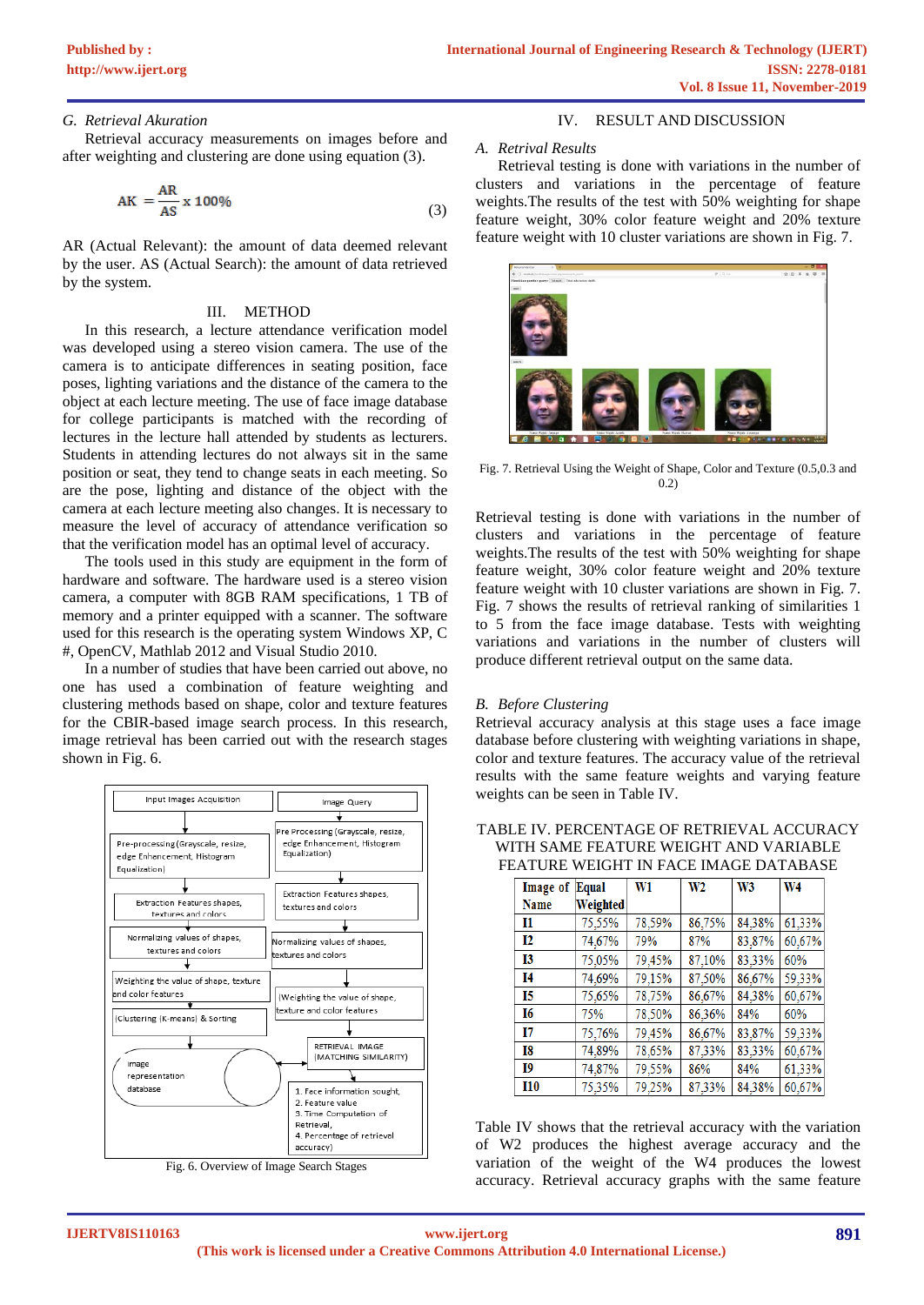### G. Retrieval Akuration

Retrieval accuracy measurements on images before and after weighting and clustering are done using equation (3).

$$AK = \frac{AR}{AS} \times 100\% \quad (3)$$

AR (Actual Relevant): the amount of data deemed relevant by the user. AS (Actual Search): the amount of data retrieved by the system.

## III. METHOD

In this research, a lecture attendance verification model was developed using a stereo vision camera. The use of the camera is to anticipate differences in seating position, face poses, lighting variations and the distance of the camera to the object at each lecture meeting. The use of face image database for college participants is matched with the recording of lectures in the lecture hall attended by students as lecturers. Students in attending lectures do not always sit in the same position or seat, they tend to change seats in each meeting. So are the pose, lighting and distance of the object with the camera at each lecture meeting also changes. It is necessary to measure the level of accuracy of attendance verification so that the verification model has an optimal level of accuracy.

The tools used in this study are equipment in the form of hardware and software. The hardware used is a stereo vision camera, a computer with 8GB RAM specifications, 1 TB of memory and a printer equipped with a scanner. The software used for this research is the operating system Windows XP, C #, OpenCV, Mathlab 2012 and Visual Studio 2010.

In a number of studies that have been carried out above, no one has used a combination of feature weighting and clustering methods based on shape, color and texture features for the CBIR-based image search process. In this research, image retrieval has been carried out with the research stages shown in Fig. 6.

Fig. 6. Overview of Image Search Stages

## IV. RESULT AND DISCUSSION

### A. Retrival Results

Retrieval testing is done with variations in the number of clusters and variations in the percentage of feature weights.The results of the test with 50% weighting for shape feature weight, 30% color feature weight and 20% texture feature weight with 10 cluster variations are shown in Fig. 7.

Fig. 7. Retrieval Using the Weight of Shape, Color and Texture (0.5,0.3 and 0.2)

Retrieval testing is done with variations in the number of clusters and variations in the percentage of feature weights.The results of the test with 50% weighting for shape feature weight, 30% color feature weight and 20% texture feature weight with 10 cluster variations are shown in Fig. 7. Fig. 7 shows the results of retrieval ranking of similarities 1 to 5 from the face image database. Tests with weighting variations and variations in the number of clusters will produce different retrieval output on the same data.

### B. Before Clustering

Retrieval accuracy analysis at this stage uses a face image database before clustering with weighting variations in shape, color and texture features. The accuracy value of the retrieval results with the same feature weights and varying feature weights can be seen in Table IV.

TABLE IV. PERCENTAGE OF RETRIEVAL ACCURACY WITH SAME FEATURE WEIGHT AND VARIABLE FEATURE WEIGHT IN FACE IMAGE DATABASE

| Image of Name | Equal Weighted | W1 | W2 | W3 | W4 |
|---|---|---|---|---|---|
| I1 | 75,55% | 78,59% | 86,75% | 84,38% | 61,33% |
| I2 | 74,67% | 79% | 87% | 83,87% | 60,67% |
| I3 | 75,05% | 79,45% | 87,10% | 83,33% | 60% |
| I4 | 74,69% | 79,15% | 87,50% | 86,67% | 59,33% |
| I5 | 75,65% | 78,75% | 86,67% | 84,38% | 60,67% |
| I6 | 75% | 78,50% | 86,36% | 84% | 60% |
| I7 | 75,76% | 79,45% | 86,67% | 83,87% | 59,33% |
| I8 | 74,89% | 78,65% | 87,33% | 83,33% | 60,67% |
| I9 | 74,87% | 79,55% | 86% | 84% | 61,33% |
| I10 | 75,35% | 79,25% | 87,33% | 84,38% | 60,67% |

Table IV shows that the retrieval accuracy with the variation of W2 produces the highest average accuracy and the variation of the weight of the W4 produces the lowest accuracy. Retrieval accuracy graphs with the same feature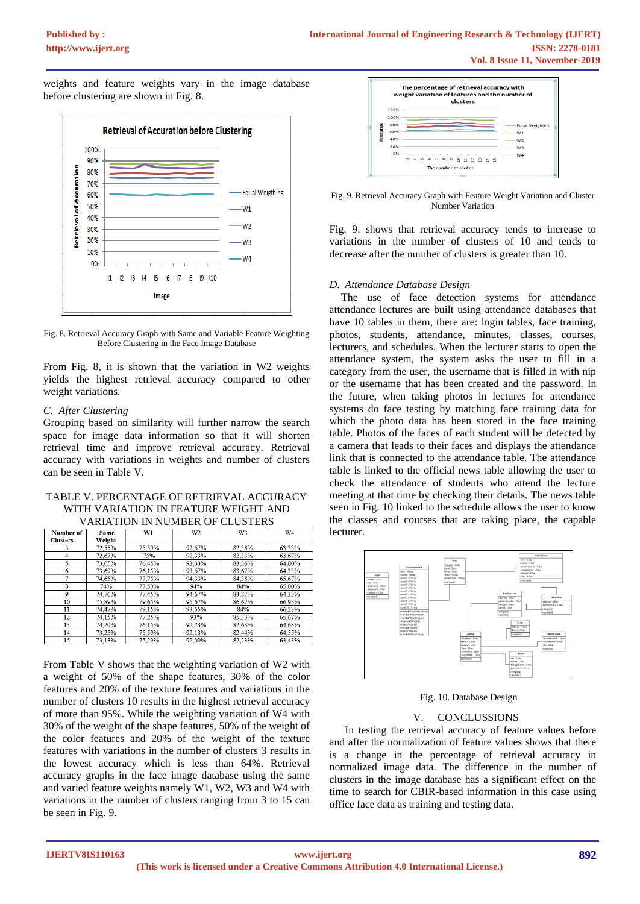weights and feature weights vary in the image database before clustering are shown in Fig. 8.

Fig. 8. Retrieval Accuracy Graph with Same and Variable Feature Weighting Before Clustering in the Face Image Database

From Fig. 8, it is shown that the variation in W2 weights yields the highest retrieval accuracy compared to other weight variations.

### C. After Clustering

Grouping based on similarity will further narrow the search space for image data information so that it will shorten retrieval time and improve retrieval accuracy. Retrieval accuracy with variations in weights and number of clusters can be seen in Table V.

TABLE V. PERCENTAGE OF RETRIEVAL ACCURACY WITH VARIATION IN FEATURE WEIGHT AND VARIATION IN NUMBER OF CLUSTERS

| Number of Clusters | Same Weight | W1 | W2 | W3 | W4 |
|---|---|---|---|---|---|
| 3 | 72,55% | 75,59% | 92,67% | 82,38% | 63,33% |
| 4 | 72,67% | 75% | 92,33% | 82,33% | 63,67% |
| 5 | 73,05% | 76,45% | 93,33% | 83,36% | 64,00% |
| 6 | 73,69% | 76,15% | 93,67% | 83,67% | 64,33% |
| 7 | 74,65% | 77,75% | 94,33% | 84,38% | 65,67% |
| 8 | 74% | 77,50% | 94% | 84% | 65,00% |
| 9 | 74,76% | 77,45% | 94,67% | 83,87% | 64,33% |
| 10 | 75,89% | 79,65% | 95,67% | 86,67% | 66,93% |
| 11 | 74,47% | 79,15% | 93,55% | 84% | 66,23% |
| 12 | 74,15% | 77,25% | 93% | 85,33% | 65,67% |
| 13 | 74,20% | 76,15% | 92,23% | 82,63% | 64,63% |
| 14 | 73,25% | 75,59% | 92,13% | 82,44% | 64,55% |
| 15 | 73,13% | 75,29% | 92,09% | 82,23% | 63,43% |

From Table V shows that the weighting variation of W2 with a weight of 50% of the shape features, 30% of the color features and 20% of the texture features and variations in the number of clusters 10 results in the highest retrieval accuracy of more than 95%. While the weighting variation of W4 with 30% of the weight of the shape features, 50% of the weight of the color features and 20% of the weight of the texture features with variations in the number of clusters 3 results in the lowest accuracy which is less than 64%. Retrieval accuracy graphs in the face image database using the same and varied feature weights namely W1, W2, W3 and W4 with variations in the number of clusters ranging from 3 to 15 can be seen in Fig. 9.

Fig. 9. Retrieval Accuracy Graph with Feature Weight Variation and Cluster Number Variation

Fig. 9. shows that retrieval accuracy tends to increase to variations in the number of clusters of 10 and tends to decrease after the number of clusters is greater than 10.

### D. Attendance Database Design

The use of face detection systems for attendance attendance lectures are built using attendance databases that have 10 tables in them, there are: login tables, face training, photos, students, attendance, minutes, classes, courses, lecturers, and schedules. When the lecturer starts to open the attendance system, the system asks the user to fill in a category from the user, the username that is filled in with nip or the username that has been created and the password. In the future, when taking photos in lectures for attendance systems do face testing by matching face training data for which the photo data has been stored in the face training table. Photos of the faces of each student will be detected by a camera that leads to their faces and displays the attendance link that is connected to the attendance table. The attendance table is linked to the official news table allowing the user to check the attendance of students who attend the lecture meeting at that time by checking their details. The news table seen in Fig. 10 linked to the schedule allows the user to know the classes and courses that are taking place, the capable lecturer.

Fig. 10. Database Design

## V. CONCLUSIONS

In testing the retrieval accuracy of feature values before and after the normalization of feature values shows that there is a change in the percentage of retrieval accuracy in normalized image data. The difference in the number of clusters in the image database has a significant effect on the time to search for CBIR-based information in this case using office face data as training and testing data.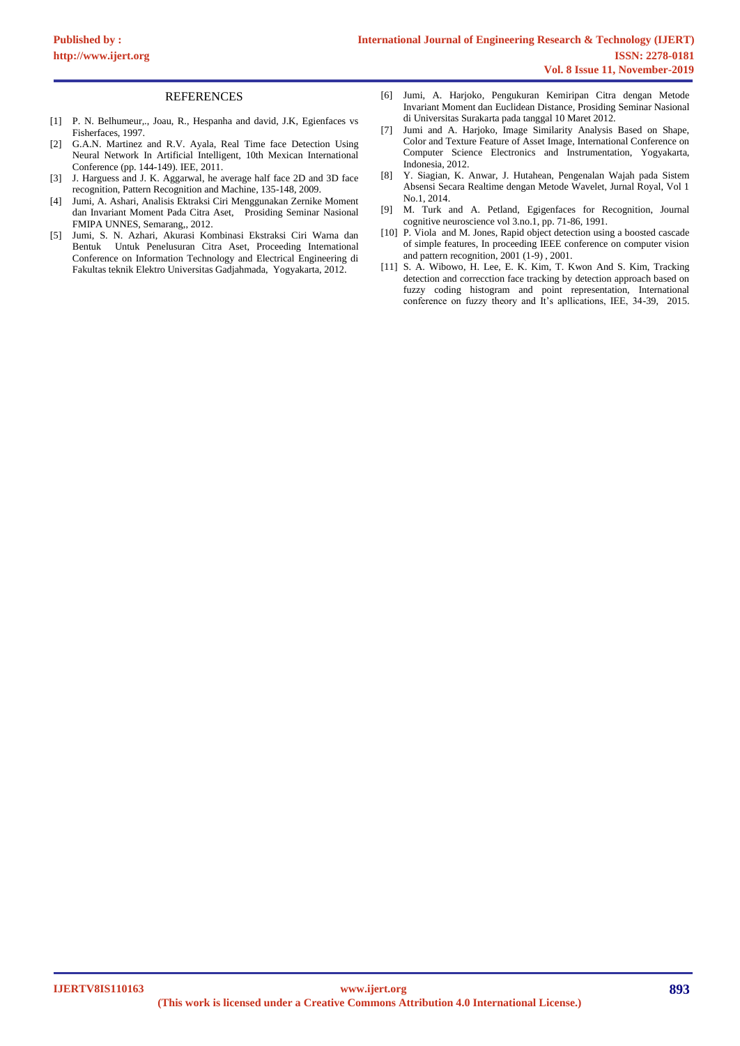## REFERENCES

[1] P. N. Belhumeur,., Joau, R., Hespanha and david, J.K, Egienfaces vs Fisherfaces, 1997.

[2] G.A.N. Martinez and R.V. Ayala, Real Time face Detection Using Neural Network In Artificial Intelligent, 10th Mexican International Conference (pp. 144-149). IEE, 2011.

[3] J. Harguess and J. K. Aggarwal, he average half face 2D and 3D face recognition, Pattern Recognition and Machine, 135-148, 2009.

[4] Jumi, A. Ashari, Analisis Ektraksi Ciri Menggunakan Zernike Moment dan Invariant Moment Pada Citra Aset, Prosiding Seminar Nasional FMIPA UNNES, Semarang,, 2012.

[5] Jumi, S. N. Azhari, Akurasi Kombinasi Ekstraksi Ciri Warna dan Bentuk Untuk Penelusuran Citra Aset, Proceeding International Conference on Information Technology and Electrical Engineering di Fakultas teknik Elektro Universitas Gadjahmada, Yogyakarta, 2012.

[6] Jumi, A. Harjoko, Pengukuran Kemiripan Citra dengan Metode Invariant Moment dan Euclidean Distance, Prosiding Seminar Nasional di Universitas Surakarta pada tanggal 10 Maret 2012.

[7] Jumi and A. Harjoko, Image Similarity Analysis Based on Shape, Color and Texture Feature of Asset Image, International Conference on Computer Science Electronics and Instrumentation, Yogyakarta, Indonesia, 2012.

[8] Y. Siagian, K. Anwar, J. Hutahean, Pengenalan Wajah pada Sistem Absensi Secara Realtime dengan Metode Wavelet, Jurnal Royal, Vol 1 No.1, 2014.

[9] M. Turk and A. Petland, Egigenfaces for Recognition, Journal cognitive neuroscience vol 3.no.1, pp. 71-86, 1991.

[10] P. Viola and M. Jones, Rapid object detection using a boosted cascade of simple features, In proceeding IEEE conference on computer vision and pattern recognition, 2001 (1-9) , 2001.

[11] S. A. Wibowo, H. Lee, E. K. Kim, T. Kwon And S. Kim, Tracking detection and correcction face tracking by detection approach based on fuzzy coding histogram and point representation, International conference on fuzzy theory and It's apllications, IEE, 34-39, 2015.